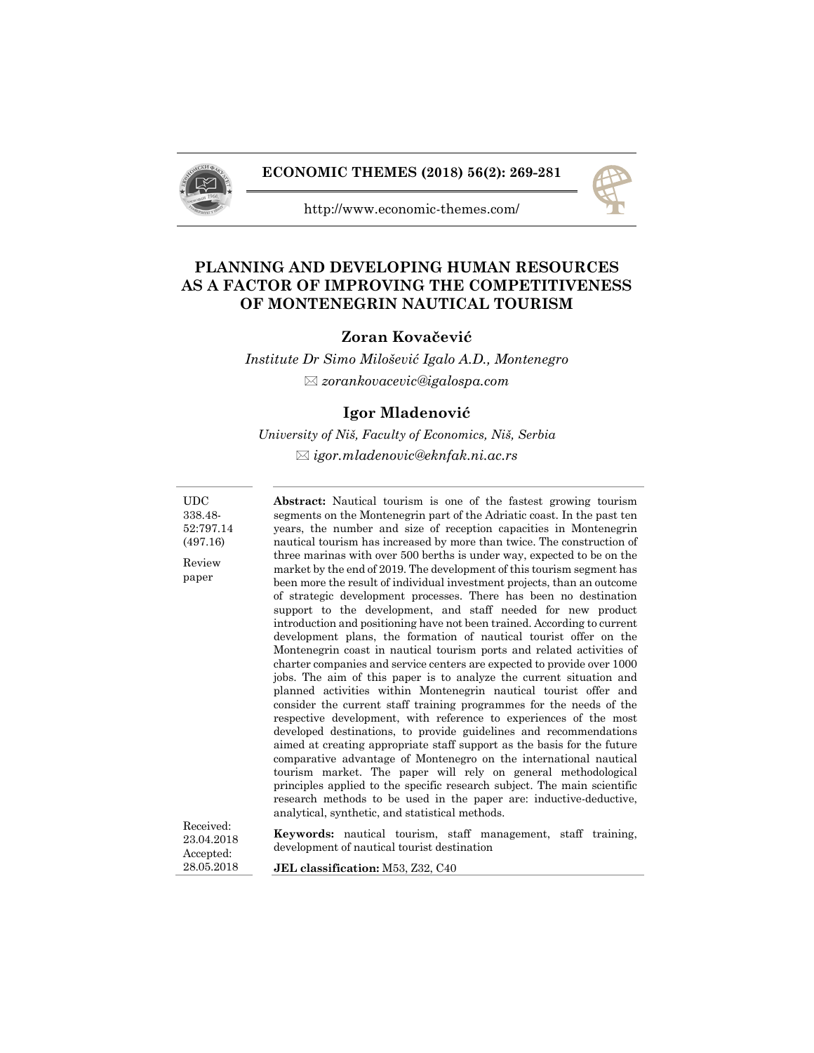**ECONOMIC THEMES (2018) 56(2): 269-281**

http://www.economic-themes.com/

# PLANNING AND DEVELOPING HUMAN RESOURCES AS A FACTOR OF IMPROVING THE COMPETITIVENESS OF MONTENEGRIN NAUTICAL TOURISM

**Zoran Kovačević**

*Institute Dr Simo Milošević Igalo A.D., Montenegro*

*zorankovacevic@igalospa.com*

**Igor Mladenović**

*University of Niš, Faculty of Economics, Niš, Serbia*

*igor.mladenovic@eknfak.ni.ac.rs*

UDC 338.48-52:797.14 (497.16)

Review paper

**Abstract:** Nautical tourism is one of the fastest growing tourism segments on the Montenegrin part of the Adriatic coast. In the past ten years, the number and size of reception capacities in Montenegrin nautical tourism has increased by more than twice. The construction of three marinas with over 500 berths is under way, expected to be on the market by the end of 2019. The development of this tourism segment has been more the result of individual investment projects, than an outcome of strategic development processes. There has been no destination support to the development, and staff needed for new product introduction and positioning have not been trained. According to current development plans, the formation of nautical tourist offer on the Montenegrin coast in nautical tourism ports and related activities of charter companies and service centers are expected to provide over 1000 jobs. The aim of this paper is to analyze the current situation and planned activities within Montenegrin nautical tourist offer and consider the current staff training programmes for the needs of the respective development, with reference to experiences of the most developed destinations, to provide guidelines and recommendations aimed at creating appropriate staff support as the basis for the future comparative advantage of Montenegro on the international nautical tourism market. The paper will rely on general methodological principles applied to the specific research subject. The main scientific research methods to be used in the paper are: inductive-deductive, analytical, synthetic, and statistical methods.

Received: 23.04.2018

Accepted: 28.05.2018

**Keywords:** nautical tourism, staff management, staff training, development of nautical tourist destination

**JEL classification:** M53, Z32, C40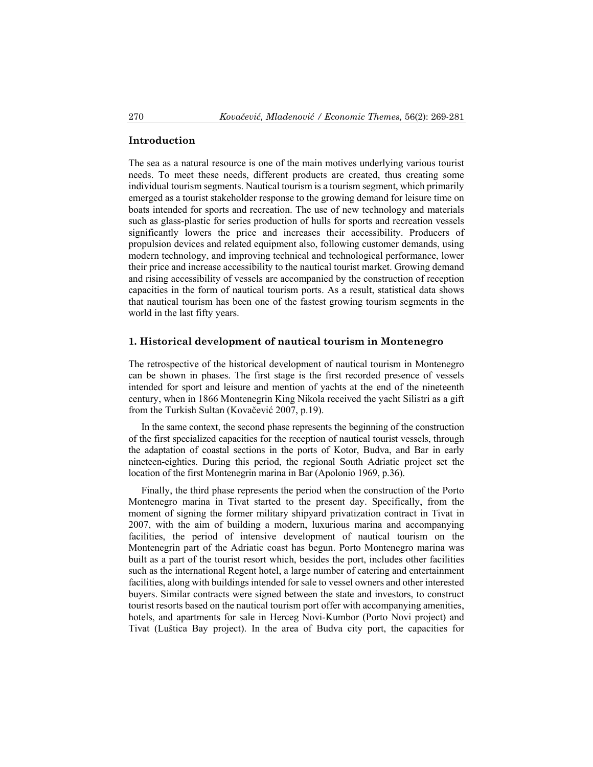## Introduction

The sea as a natural resource is one of the main motives underlying various tourist needs. To meet these needs, different products are created, thus creating some individual tourism segments. Nautical tourism is a tourism segment, which primarily emerged as a tourist stakeholder response to the growing demand for leisure time on boats intended for sports and recreation. The use of new technology and materials such as glass-plastic for series production of hulls for sports and recreation vessels significantly lowers the price and increases their accessibility. Producers of propulsion devices and related equipment also, following customer demands, using modern technology, and improving technical and technological performance, lower their price and increase accessibility to the nautical tourist market. Growing demand and rising accessibility of vessels are accompanied by the construction of reception capacities in the form of nautical tourism ports. As a result, statistical data shows that nautical tourism has been one of the fastest growing tourism segments in the world in the last fifty years.

## 1. Historical development of nautical tourism in Montenegro

The retrospective of the historical development of nautical tourism in Montenegro can be shown in phases. The first stage is the first recorded presence of vessels intended for sport and leisure and mention of yachts at the end of the nineteenth century, when in 1866 Montenegrin King Nikola received the yacht Silistri as a gift from the Turkish Sultan (Kovačević 2007, p.19).

In the same context, the second phase represents the beginning of the construction of the first specialized capacities for the reception of nautical tourist vessels, through the adaptation of coastal sections in the ports of Kotor, Budva, and Bar in early nineteen-eighties. During this period, the regional South Adriatic project set the location of the first Montenegrin marina in Bar (Apolonio 1969, p.36).

Finally, the third phase represents the period when the construction of the Porto Montenegro marina in Tivat started to the present day. Specifically, from the moment of signing the former military shipyard privatization contract in Tivat in 2007, with the aim of building a modern, luxurious marina and accompanying facilities, the period of intensive development of nautical tourism on the Montenegrin part of the Adriatic coast has begun. Porto Montenegro marina was built as a part of the tourist resort which, besides the port, includes other facilities such as the international Regent hotel, a large number of catering and entertainment facilities, along with buildings intended for sale to vessel owners and other interested buyers. Similar contracts were signed between the state and investors, to construct tourist resorts based on the nautical tourism port offer with accompanying amenities, hotels, and apartments for sale in Herceg Novi-Kumbor (Porto Novi project) and Tivat (Luštica Bay project). In the area of Budva city port, the capacities for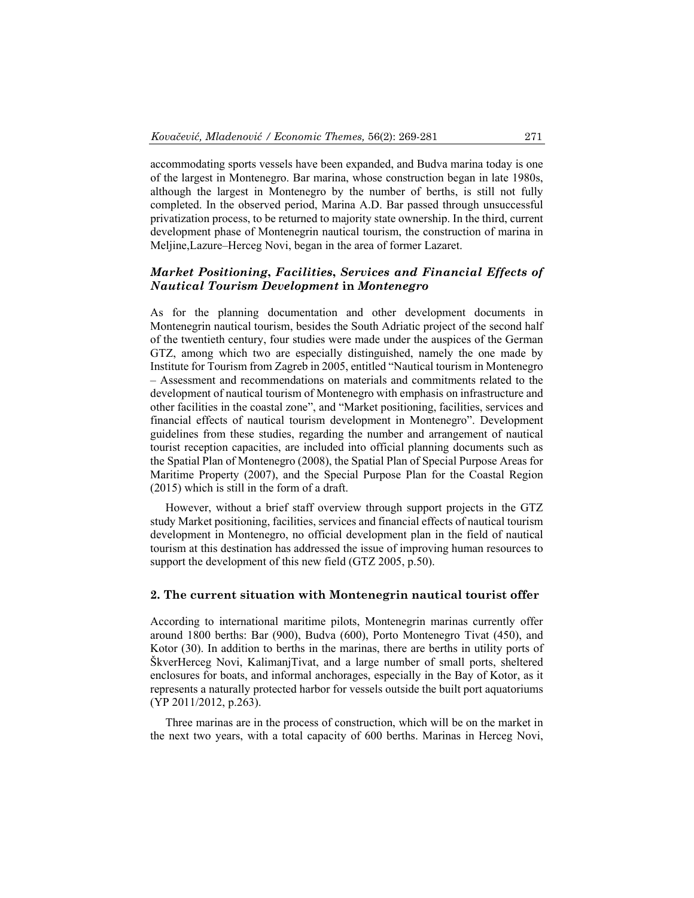accommodating sports vessels have been expanded, and Budva marina today is one of the largest in Montenegro. Bar marina, whose construction began in late 1980s, although the largest in Montenegro by the number of berths, is still not fully completed. In the observed period, Marina A.D. Bar passed through unsuccessful privatization process, to be returned to majority state ownership. In the third, current development phase of Montenegrin nautical tourism, the construction of marina in Meljine,Lazure–Herceg Novi, began in the area of former Lazaret.

### *Market Positioning, Facilities, Services and Financial Effects of Nautical Tourism Development* in *Montenegro*

As for the planning documentation and other development documents in Montenegrin nautical tourism, besides the South Adriatic project of the second half of the twentieth century, four studies were made under the auspices of the German GTZ, among which two are especially distinguished, namely the one made by Institute for Tourism from Zagreb in 2005, entitled "Nautical tourism in Montenegro – Assessment and recommendations on materials and commitments related to the development of nautical tourism of Montenegro with emphasis on infrastructure and other facilities in the coastal zone", and "Market positioning, facilities, services and financial effects of nautical tourism development in Montenegro". Development guidelines from these studies, regarding the number and arrangement of nautical tourist reception capacities, are included into official planning documents such as the Spatial Plan of Montenegro (2008), the Spatial Plan of Special Purpose Areas for Maritime Property (2007), and the Special Purpose Plan for the Coastal Region (2015) which is still in the form of a draft.

However, without a brief staff overview through support projects in the GTZ study Market positioning, facilities, services and financial effects of nautical tourism development in Montenegro, no official development plan in the field of nautical tourism at this destination has addressed the issue of improving human resources to support the development of this new field (GTZ 2005, p.50).

## 2. The current situation with Montenegrin nautical tourist offer

According to international maritime pilots, Montenegrin marinas currently offer around 1800 berths: Bar (900), Budva (600), Porto Montenegro Tivat (450), and Kotor (30). In addition to berths in the marinas, there are berths in utility ports of ŠkverHerceg Novi, KalimanjTivat, and a large number of small ports, sheltered enclosures for boats, and informal anchorages, especially in the Bay of Kotor, as it represents a naturally protected harbor for vessels outside the built port aquatoriums (YP 2011/2012, p.263).

Three marinas are in the process of construction, which will be on the market in the next two years, with a total capacity of 600 berths. Marinas in Herceg Novi,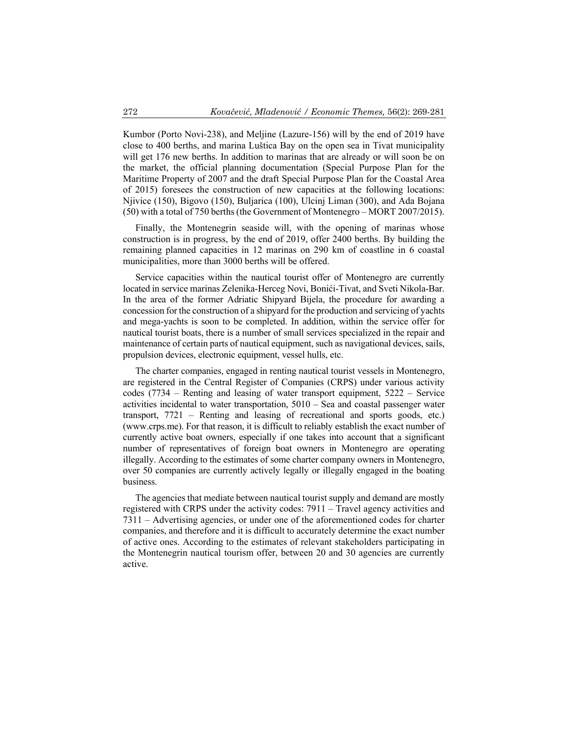Kumbor (Porto Novi-238), and Meljine (Lazure-156) will by the end of 2019 have close to 400 berths, and marina Luštica Bay on the open sea in Tivat municipality will get 176 new berths. In addition to marinas that are already or will soon be on the market, the official planning documentation (Special Purpose Plan for the Maritime Property of 2007 and the draft Special Purpose Plan for the Coastal Area of 2015) foresees the construction of new capacities at the following locations: Njivice (150), Bigovo (150), Buljarica (100), Ulcinj Liman (300), and Ada Bojana (50) with a total of 750 berths (the Government of Montenegro – MORT 2007/2015).

Finally, the Montenegrin seaside will, with the opening of marinas whose construction is in progress, by the end of 2019, offer 2400 berths. By building the remaining planned capacities in 12 marinas on 290 km of coastline in 6 coastal municipalities, more than 3000 berths will be offered.

Service capacities within the nautical tourist offer of Montenegro are currently located in service marinas Zelenika-Herceg Novi, Bonići-Tivat, and Sveti Nikola-Bar. In the area of the former Adriatic Shipyard Bijela, the procedure for awarding a concession for the construction of a shipyard for the production and servicing of yachts and mega-yachts is soon to be completed. In addition, within the service offer for nautical tourist boats, there is a number of small services specialized in the repair and maintenance of certain parts of nautical equipment, such as navigational devices, sails, propulsion devices, electronic equipment, vessel hulls, etc.

The charter companies, engaged in renting nautical tourist vessels in Montenegro, are registered in the Central Register of Companies (CRPS) under various activity codes (7734 – Renting and leasing of water transport equipment, 5222 – Service activities incidental to water transportation, 5010 – Sea and coastal passenger water transport, 7721 – Renting and leasing of recreational and sports goods, etc.) (www.crps.me). For that reason, it is difficult to reliably establish the exact number of currently active boat owners, especially if one takes into account that a significant number of representatives of foreign boat owners in Montenegro are operating illegally. According to the estimates of some charter company owners in Montenegro, over 50 companies are currently actively legally or illegally engaged in the boating business.

The agencies that mediate between nautical tourist supply and demand are mostly registered with CRPS under the activity codes: 7911 – Travel agency activities and 7311 – Advertising agencies, or under one of the aforementioned codes for charter companies, and therefore and it is difficult to accurately determine the exact number of active ones. According to the estimates of relevant stakeholders participating in the Montenegrin nautical tourism offer, between 20 and 30 agencies are currently active.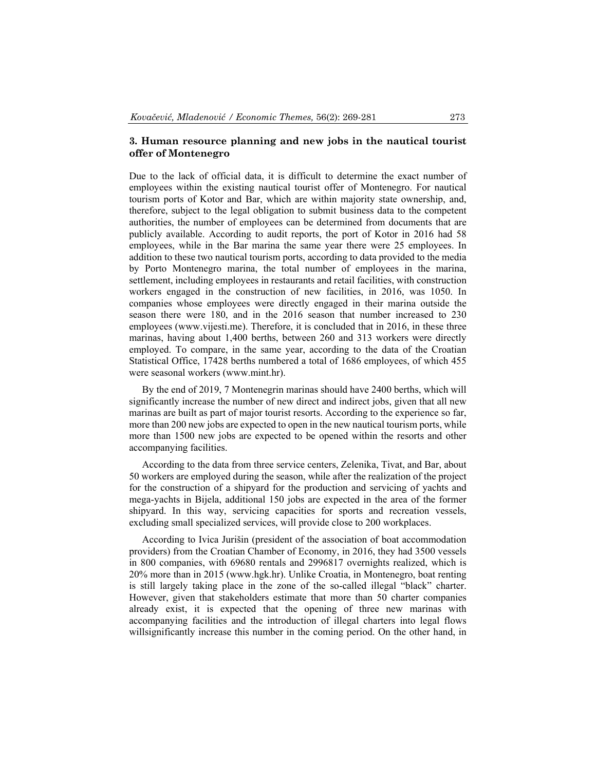## 3. Human resource planning and new jobs in the nautical tourist offer of Montenegro

Due to the lack of official data, it is difficult to determine the exact number of employees within the existing nautical tourist offer of Montenegro. For nautical tourism ports of Kotor and Bar, which are within majority state ownership, and, therefore, subject to the legal obligation to submit business data to the competent authorities, the number of employees can be determined from documents that are publicly available. According to audit reports, the port of Kotor in 2016 had 58 employees, while in the Bar marina the same year there were 25 employees. In addition to these two nautical tourism ports, according to data provided to the media by Porto Montenegro marina, the total number of employees in the marina, settlement, including employees in restaurants and retail facilities, with construction workers engaged in the construction of new facilities, in 2016, was 1050. In companies whose employees were directly engaged in their marina outside the season there were 180, and in the 2016 season that number increased to 230 employees (www.vijesti.me). Therefore, it is concluded that in 2016, in these three marinas, having about 1,400 berths, between 260 and 313 workers were directly employed. To compare, in the same year, according to the data of the Croatian Statistical Office, 17428 berths numbered a total of 1686 employees, of which 455 were seasonal workers (www.mint.hr).

By the end of 2019, 7 Montenegrin marinas should have 2400 berths, which will significantly increase the number of new direct and indirect jobs, given that all new marinas are built as part of major tourist resorts. According to the experience so far, more than 200 new jobs are expected to open in the new nautical tourism ports, while more than 1500 new jobs are expected to be opened within the resorts and other accompanying facilities.

According to the data from three service centers, Zelenika, Tivat, and Bar, about 50 workers are employed during the season, while after the realization of the project for the construction of a shipyard for the production and servicing of yachts and mega-yachts in Bijela, additional 150 jobs are expected in the area of the former shipyard. In this way, servicing capacities for sports and recreation vessels, excluding small specialized services, will provide close to 200 workplaces.

According to Ivica Jurišin (president of the association of boat accommodation providers) from the Croatian Chamber of Economy, in 2016, they had 3500 vessels in 800 companies, with 69680 rentals and 2996817 overnights realized, which is 20% more than in 2015 (www.hgk.hr). Unlike Croatia, in Montenegro, boat renting is still largely taking place in the zone of the so-called illegal "black" charter. However, given that stakeholders estimate that more than 50 charter companies already exist, it is expected that the opening of three new marinas with accompanying facilities and the introduction of illegal charters into legal flows willsignificantly increase this number in the coming period. On the other hand, in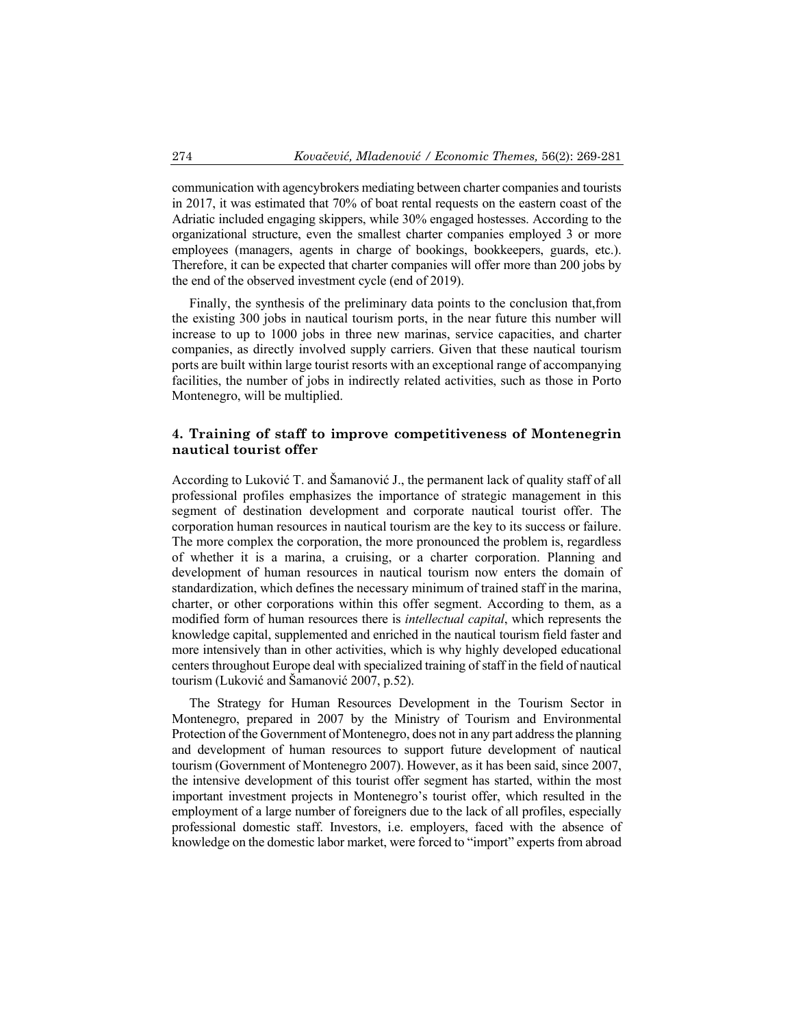communication with agencybrokers mediating between charter companies and tourists in 2017, it was estimated that 70% of boat rental requests on the eastern coast of the Adriatic included engaging skippers, while 30% engaged hostesses. According to the organizational structure, even the smallest charter companies employed 3 or more employees (managers, agents in charge of bookings, bookkeepers, guards, etc.). Therefore, it can be expected that charter companies will offer more than 200 jobs by the end of the observed investment cycle (end of 2019).

Finally, the synthesis of the preliminary data points to the conclusion that,from the existing 300 jobs in nautical tourism ports, in the near future this number will increase to up to 1000 jobs in three new marinas, service capacities, and charter companies, as directly involved supply carriers. Given that these nautical tourism ports are built within large tourist resorts with an exceptional range of accompanying facilities, the number of jobs in indirectly related activities, such as those in Porto Montenegro, will be multiplied.

## 4. Training of staff to improve competitiveness of Montenegrin nautical tourist offer

According to Luković T. and Šamanović J., the permanent lack of quality staff of all professional profiles emphasizes the importance of strategic management in this segment of destination development and corporate nautical tourist offer. The corporation human resources in nautical tourism are the key to its success or failure. The more complex the corporation, the more pronounced the problem is, regardless of whether it is a marina, a cruising, or a charter corporation. Planning and development of human resources in nautical tourism now enters the domain of standardization, which defines the necessary minimum of trained staff in the marina, charter, or other corporations within this offer segment. According to them, as a modified form of human resources there is *intellectual capital*, which represents the knowledge capital, supplemented and enriched in the nautical tourism field faster and more intensively than in other activities, which is why highly developed educational centers throughout Europe deal with specialized training of staff in the field of nautical tourism (Luković and Šamanović 2007, p.52).

The Strategy for Human Resources Development in the Tourism Sector in Montenegro, prepared in 2007 by the Ministry of Tourism and Environmental Protection of the Government of Montenegro, does not in any part address the planning and development of human resources to support future development of nautical tourism (Government of Montenegro 2007). However, as it has been said, since 2007, the intensive development of this tourist offer segment has started, within the most important investment projects in Montenegro's tourist offer, which resulted in the employment of a large number of foreigners due to the lack of all profiles, especially professional domestic staff. Investors, i.e. employers, faced with the absence of knowledge on the domestic labor market, were forced to "import" experts from abroad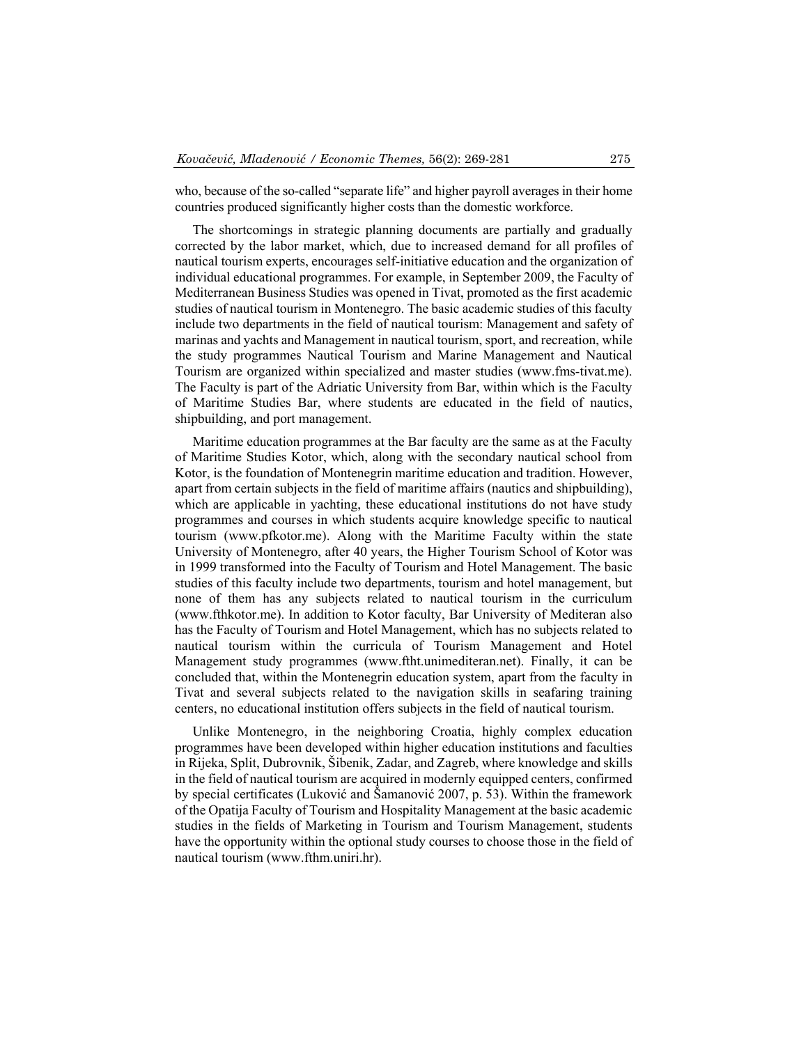who, because of the so-called "separate life" and higher payroll averages in their home countries produced significantly higher costs than the domestic workforce.

The shortcomings in strategic planning documents are partially and gradually corrected by the labor market, which, due to increased demand for all profiles of nautical tourism experts, encourages self-initiative education and the organization of individual educational programmes. For example, in September 2009, the Faculty of Mediterranean Business Studies was opened in Tivat, promoted as the first academic studies of nautical tourism in Montenegro. The basic academic studies of this faculty include two departments in the field of nautical tourism: Management and safety of marinas and yachts and Management in nautical tourism, sport, and recreation, while the study programmes Nautical Tourism and Marine Management and Nautical Tourism are organized within specialized and master studies (www.fms-tivat.me). The Faculty is part of the Adriatic University from Bar, within which is the Faculty of Maritime Studies Bar, where students are educated in the field of nautics, shipbuilding, and port management.

Maritime education programmes at the Bar faculty are the same as at the Faculty of Maritime Studies Kotor, which, along with the secondary nautical school from Kotor, is the foundation of Montenegrin maritime education and tradition. However, apart from certain subjects in the field of maritime affairs (nautics and shipbuilding), which are applicable in yachting, these educational institutions do not have study programmes and courses in which students acquire knowledge specific to nautical tourism (www.pfkotor.me). Along with the Maritime Faculty within the state University of Montenegro, after 40 years, the Higher Tourism School of Kotor was in 1999 transformed into the Faculty of Tourism and Hotel Management. The basic studies of this faculty include two departments, tourism and hotel management, but none of them has any subjects related to nautical tourism in the curriculum (www.fthkotor.me). In addition to Kotor faculty, Bar University of Mediteran also has the Faculty of Tourism and Hotel Management, which has no subjects related to nautical tourism within the curricula of Tourism Management and Hotel Management study programmes (www.ftht.unimediteran.net). Finally, it can be concluded that, within the Montenegrin education system, apart from the faculty in Tivat and several subjects related to the navigation skills in seafaring training centers, no educational institution offers subjects in the field of nautical tourism.

Unlike Montenegro, in the neighboring Croatia, highly complex education programmes have been developed within higher education institutions and faculties in Rijeka, Split, Dubrovnik, Šibenik, Zadar, and Zagreb, where knowledge and skills in the field of nautical tourism are acquired in modernly equipped centers, confirmed by special certificates (Luković and Šamanović 2007, p. 53). Within the framework of the Opatija Faculty of Tourism and Hospitality Management at the basic academic studies in the fields of Marketing in Tourism and Tourism Management, students have the opportunity within the optional study courses to choose those in the field of nautical tourism (www.fthm.uniri.hr).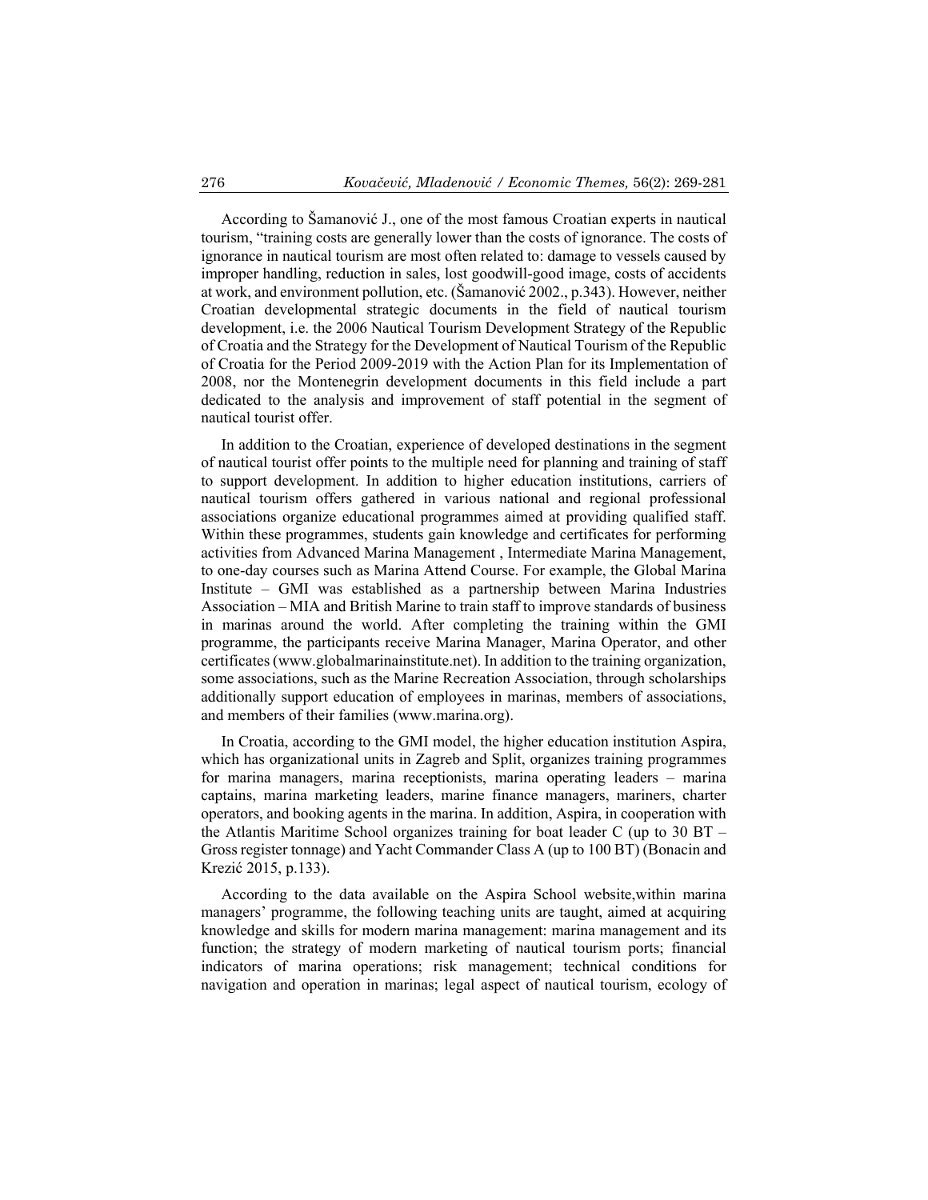According to Šamanović J., one of the most famous Croatian experts in nautical tourism, "training costs are generally lower than the costs of ignorance. The costs of ignorance in nautical tourism are most often related to: damage to vessels caused by improper handling, reduction in sales, lost goodwill-good image, costs of accidents at work, and environment pollution, etc. (Šamanović 2002., p.343). However, neither Croatian developmental strategic documents in the field of nautical tourism development, i.e. the 2006 Nautical Tourism Development Strategy of the Republic of Croatia and the Strategy for the Development of Nautical Tourism of the Republic of Croatia for the Period 2009-2019 with the Action Plan for its Implementation of 2008, nor the Montenegrin development documents in this field include a part dedicated to the analysis and improvement of staff potential in the segment of nautical tourist offer.

In addition to the Croatian, experience of developed destinations in the segment of nautical tourist offer points to the multiple need for planning and training of staff to support development. In addition to higher education institutions, carriers of nautical tourism offers gathered in various national and regional professional associations organize educational programmes aimed at providing qualified staff. Within these programmes, students gain knowledge and certificates for performing activities from Advanced Marina Management , Intermediate Marina Management, to one-day courses such as Marina Attend Course. For example, the Global Marina Institute – GMI was established as a partnership between Marina Industries Association – MIA and British Marine to train staff to improve standards of business in marinas around the world. After completing the training within the GMI programme, the participants receive Marina Manager, Marina Operator, and other certificates (www.globalmarinainstitute.net). In addition to the training organization, some associations, such as the Marine Recreation Association, through scholarships additionally support education of employees in marinas, members of associations, and members of their families (www.marina.org).

In Croatia, according to the GMI model, the higher education institution Aspira, which has organizational units in Zagreb and Split, organizes training programmes for marina managers, marina receptionists, marina operating leaders – marina captains, marina marketing leaders, marine finance managers, mariners, charter operators, and booking agents in the marina. In addition, Aspira, in cooperation with the Atlantis Maritime School organizes training for boat leader C (up to 30 BT – Gross register tonnage) and Yacht Commander Class A (up to 100 BT) (Bonacin and Krezić 2015, p.133).

According to the data available on the Aspira School website,within marina managers' programme, the following teaching units are taught, aimed at acquiring knowledge and skills for modern marina management: marina management and its function; the strategy of modern marketing of nautical tourism ports; financial indicators of marina operations; risk management; technical conditions for navigation and operation in marinas; legal aspect of nautical tourism, ecology of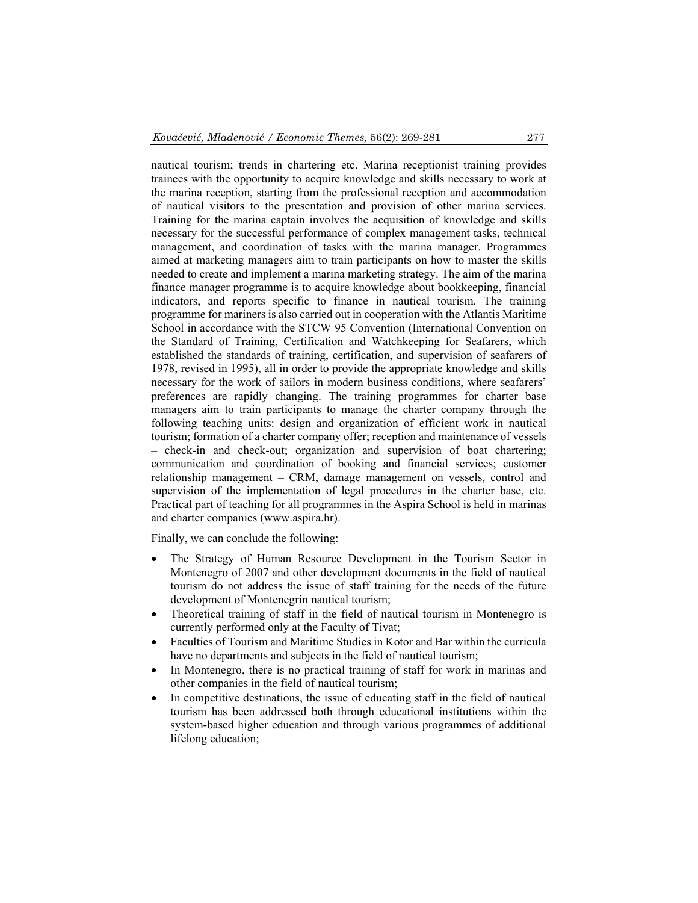nautical tourism; trends in chartering etc. Marina receptionist training provides trainees with the opportunity to acquire knowledge and skills necessary to work at the marina reception, starting from the professional reception and accommodation of nautical visitors to the presentation and provision of other marina services. Training for the marina captain involves the acquisition of knowledge and skills necessary for the successful performance of complex management tasks, technical management, and coordination of tasks with the marina manager. Programmes aimed at marketing managers aim to train participants on how to master the skills needed to create and implement a marina marketing strategy. The aim of the marina finance manager programme is to acquire knowledge about bookkeeping, financial indicators, and reports specific to finance in nautical tourism. The training programme for mariners is also carried out in cooperation with the Atlantis Maritime School in accordance with the STCW 95 Convention (International Convention on the Standard of Training, Certification and Watchkeeping for Seafarers, which established the standards of training, certification, and supervision of seafarers of 1978, revised in 1995), all in order to provide the appropriate knowledge and skills necessary for the work of sailors in modern business conditions, where seafarers' preferences are rapidly changing. The training programmes for charter base managers aim to train participants to manage the charter company through the following teaching units: design and organization of efficient work in nautical tourism; formation of a charter company offer; reception and maintenance of vessels – check-in and check-out; organization and supervision of boat chartering; communication and coordination of booking and financial services; customer relationship management – CRM, damage management on vessels, control and supervision of the implementation of legal procedures in the charter base, etc. Practical part of teaching for all programmes in the Aspira School is held in marinas and charter companies (www.aspira.hr).

Finally, we can conclude the following:

- The Strategy of Human Resource Development in the Tourism Sector in Montenegro of 2007 and other development documents in the field of nautical tourism do not address the issue of staff training for the needs of the future development of Montenegrin nautical tourism;
- Theoretical training of staff in the field of nautical tourism in Montenegro is currently performed only at the Faculty of Tivat;
- Faculties of Tourism and Maritime Studies in Kotor and Bar within the curricula have no departments and subjects in the field of nautical tourism;
- In Montenegro, there is no practical training of staff for work in marinas and other companies in the field of nautical tourism;
- In competitive destinations, the issue of educating staff in the field of nautical tourism has been addressed both through educational institutions within the system-based higher education and through various programmes of additional lifelong education;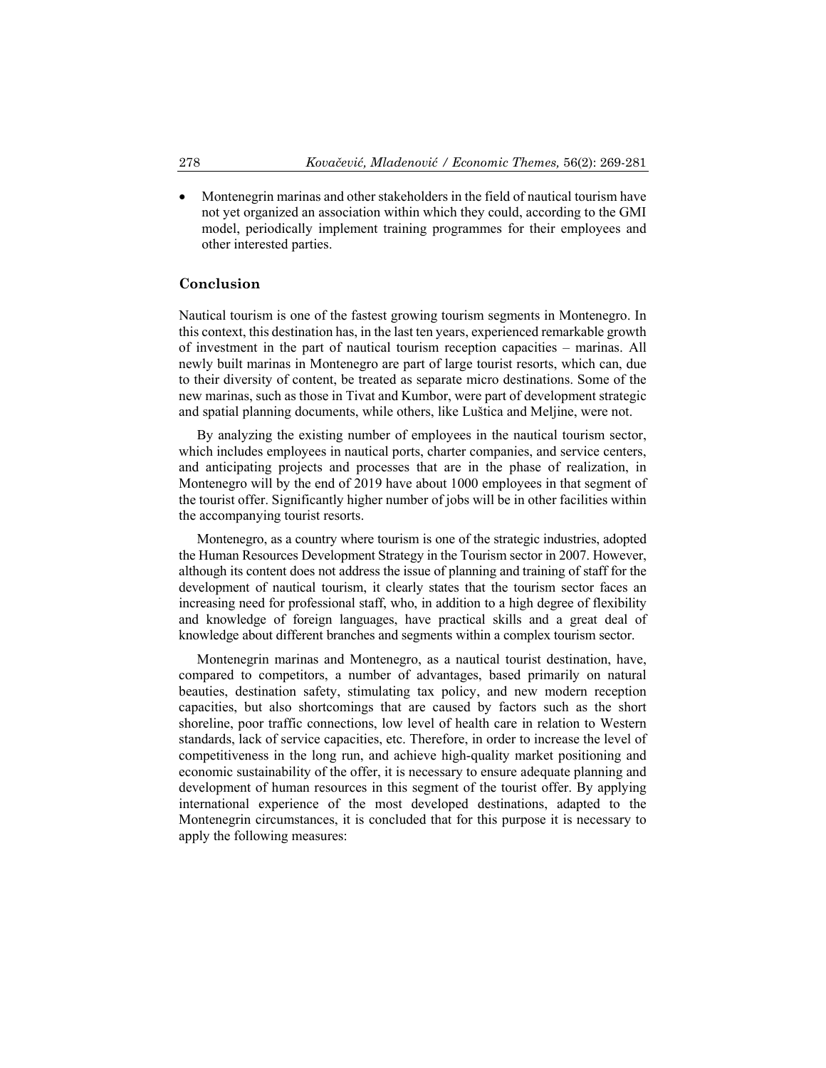- Montenegrin marinas and other stakeholders in the field of nautical tourism have not yet organized an association within which they could, according to the GMI model, periodically implement training programmes for their employees and other interested parties.

## Conclusion

Nautical tourism is one of the fastest growing tourism segments in Montenegro. In this context, this destination has, in the last ten years, experienced remarkable growth of investment in the part of nautical tourism reception capacities – marinas. All newly built marinas in Montenegro are part of large tourist resorts, which can, due to their diversity of content, be treated as separate micro destinations. Some of the new marinas, such as those in Tivat and Kumbor, were part of development strategic and spatial planning documents, while others, like Luštica and Meljine, were not.

By analyzing the existing number of employees in the nautical tourism sector, which includes employees in nautical ports, charter companies, and service centers, and anticipating projects and processes that are in the phase of realization, in Montenegro will by the end of 2019 have about 1000 employees in that segment of the tourist offer. Significantly higher number of jobs will be in other facilities within the accompanying tourist resorts.

Montenegro, as a country where tourism is one of the strategic industries, adopted the Human Resources Development Strategy in the Tourism sector in 2007. However, although its content does not address the issue of planning and training of staff for the development of nautical tourism, it clearly states that the tourism sector faces an increasing need for professional staff, who, in addition to a high degree of flexibility and knowledge of foreign languages, have practical skills and a great deal of knowledge about different branches and segments within a complex tourism sector.

Montenegrin marinas and Montenegro, as a nautical tourist destination, have, compared to competitors, a number of advantages, based primarily on natural beauties, destination safety, stimulating tax policy, and new modern reception capacities, but also shortcomings that are caused by factors such as the short shoreline, poor traffic connections, low level of health care in relation to Western standards, lack of service capacities, etc. Therefore, in order to increase the level of competitiveness in the long run, and achieve high-quality market positioning and economic sustainability of the offer, it is necessary to ensure adequate planning and development of human resources in this segment of the tourist offer. By applying international experience of the most developed destinations, adapted to the Montenegrin circumstances, it is concluded that for this purpose it is necessary to apply the following measures: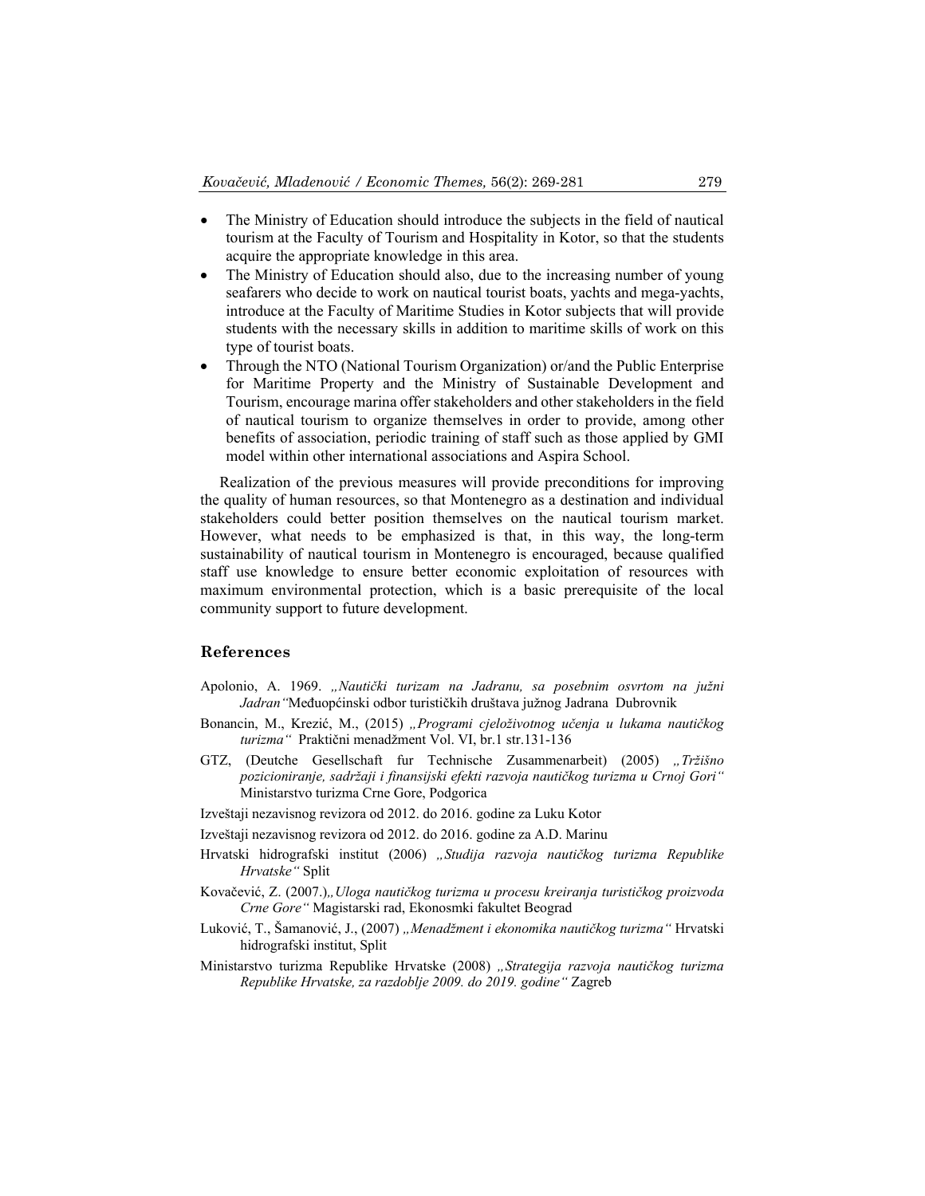- The Ministry of Education should introduce the subjects in the field of nautical tourism at the Faculty of Tourism and Hospitality in Kotor, so that the students acquire the appropriate knowledge in this area.
- The Ministry of Education should also, due to the increasing number of young seafarers who decide to work on nautical tourist boats, yachts and mega-yachts, introduce at the Faculty of Maritime Studies in Kotor subjects that will provide students with the necessary skills in addition to maritime skills of work on this type of tourist boats.
- Through the NTO (National Tourism Organization) or/and the Public Enterprise for Maritime Property and the Ministry of Sustainable Development and Tourism, encourage marina offer stakeholders and other stakeholders in the field of nautical tourism to organize themselves in order to provide, among other benefits of association, periodic training of staff such as those applied by GMI model within other international associations and Aspira School.

Realization of the previous measures will provide preconditions for improving the quality of human resources, so that Montenegro as a destination and individual stakeholders could better position themselves on the nautical tourism market. However, what needs to be emphasized is that, in this way, the long-term sustainability of nautical tourism in Montenegro is encouraged, because qualified staff use knowledge to ensure better economic exploitation of resources with maximum environmental protection, which is a basic prerequisite of the local community support to future development.

## References

Apolonio, A. 1969. *„Nautički turizam na Jadranu, sa posebnim osvrtom na južni Jadran"*Međuopćinski odbor turističkih društava južnog Jadrana Dubrovnik

Bonancin, M., Krezić, M., (2015) *„Programi cjeloživotnog učenja u lukama nautičkog turizma"* Praktični menadžment Vol. VI, br.1 str.131-136

GTZ, (Deutche Gesellschaft fur Technische Zusammenarbeit) (2005) *„Tržišno pozicioniranje, sadržaji i finansijski efekti razvoja nautičkog turizma u Crnoj Gori"* Ministarstvo turizma Crne Gore, Podgorica

Izveštaji nezavisnog revizora od 2012. do 2016. godine za Luku Kotor

Izveštaji nezavisnog revizora od 2012. do 2016. godine za A.D. Marinu

Hrvatski hidrografski institut (2006) *„Studija razvoja nautičkog turizma Republike Hrvatske"* Split

Kovačević, Z. (2007.)*„Uloga nautičkog turizma u procesu kreiranja turističkog proizvoda Crne Gore"* Magistarski rad, Ekonosmki fakultet Beograd

Luković, T., Šamanović, J., (2007) *„Menadžment i ekonomika nautičkog turizma"* Hrvatski hidrografski institut, Split

Ministarstvo turizma Republike Hrvatske (2008) *„Strategija razvoja nautičkog turizma Republike Hrvatske, za razdoblje 2009. do 2019. godine"* Zagreb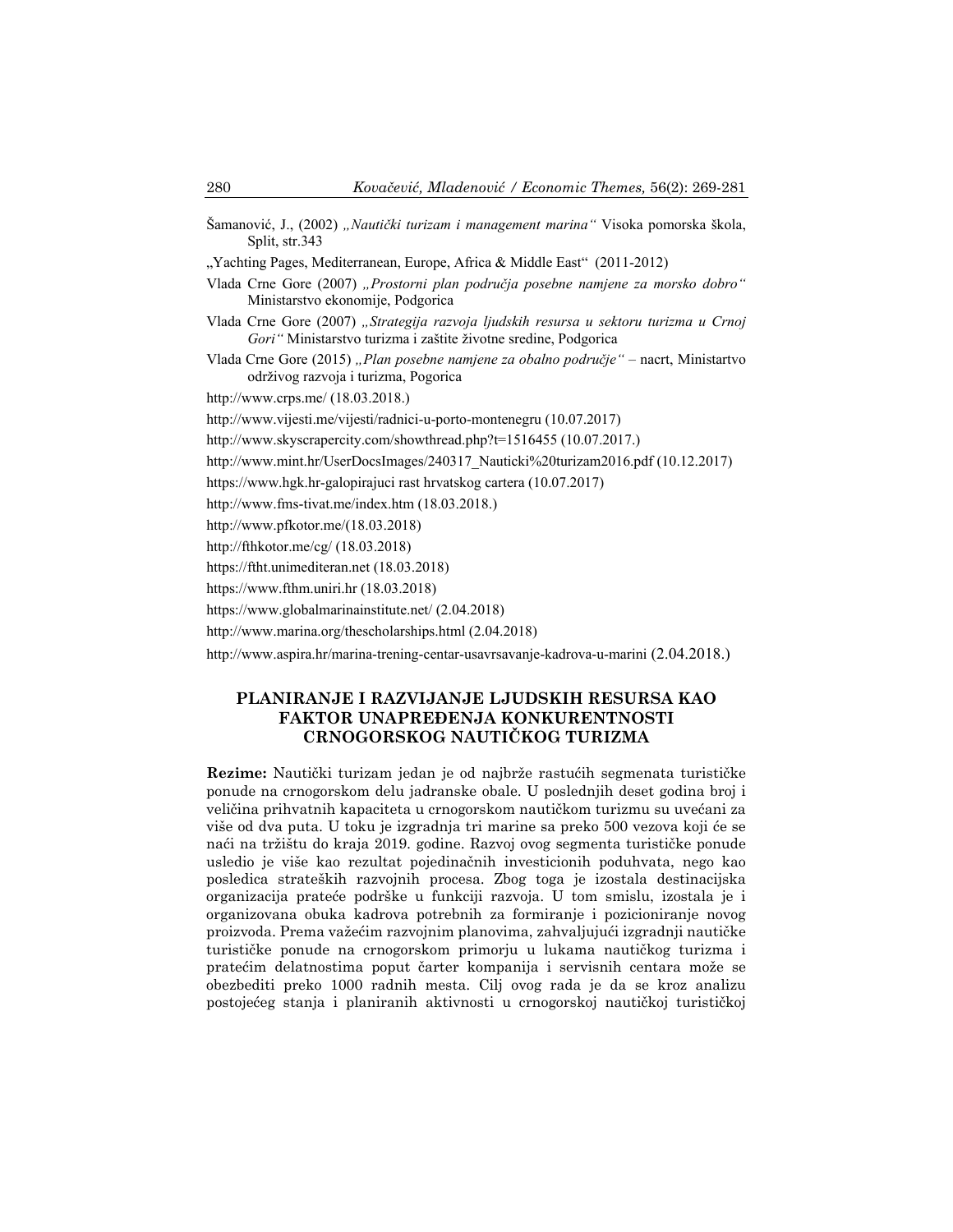Šamanović, J., (2002) *„Nautički turizam i management marina“* Visoka pomorska škola, Split, str.343

„Yachting Pages, Mediterranean, Europe, Africa & Middle East“ (2011-2012)

Vlada Crne Gore (2007) *„Prostorni plan područja posebne namjene za morsko dobro“* Ministarstvo ekonomije, Podgorica

Vlada Crne Gore (2007) *„Strategija razvoja ljudskih resursa u sektoru turizma u Crnoj Gori“* Ministarstvo turizma i zaštite životne sredine, Podgorica

Vlada Crne Gore (2015) *„Plan posebne namjene za obalno područje“* – nacrt, Ministartvo održivog razvoja i turizma, Pogorica

http://www.crps.me/ (18.03.2018.)

http://www.vijesti.me/vijesti/radnici-u-porto-montenegru (10.07.2017)

http://www.skyscrapercity.com/showthread.php?t=1516455 (10.07.2017.)

http://www.mint.hr/UserDocsImages/240317_Nauticki%20turizam2016.pdf (10.12.2017)

https://www.hgk.hr-galopirajuci rast hrvatskog cartera (10.07.2017)

http://www.fms-tivat.me/index.htm (18.03.2018.)

http://www.pfkotor.me/(18.03.2018)

http://fthkotor.me/cg/ (18.03.2018)

https://ftht.unimediteran.net (18.03.2018)

https://www.fthm.uniri.hr (18.03.2018)

https://www.globalmarinainstitute.net/ (2.04.2018)

http://www.marina.org/thescholarships.html (2.04.2018)

http://www.aspira.hr/marina-trening-centar-usavrsavanje-kadrova-u-marini (2.04.2018.)

## PLANIRANJE I RAZVIJANJE LJUDSKIH RESURSA KAO FAKTOR UNAPREĐENJA KONKURENTNOSTI CRNOGORSKOG NAUTIČKOG TURIZMA

**Rezime:** Nautički turizam jedan je od najbrže rastućih segmenata turističke ponude na crnogorskom delu jadranske obale. U poslednjih deset godina broj i veličina prihvatnih kapaciteta u crnogorskom nautičkom turizmu su uvećani za više od dva puta. U toku je izgradnja tri marine sa preko 500 vezova koji će se naći na tržištu do kraja 2019. godine. Razvoj ovog segmenta turističke ponude usledio je više kao rezultat pojedinačnih investicionih poduhvata, nego kao posledica strateških razvojnih procesa. Zbog toga je izostala destinacijska organizacija prateće podrške u funkciji razvoja. U tom smislu, izostala je i organizovana obuka kadrova potrebnih za formiranje i pozicioniranje novog proizvoda. Prema važećim razvojnim planovima, zahvaljujući izgradnji nautičke turističke ponude na crnogorskom primorju u lukama nautičkog turizma i pratećim delatnostima poput čarter kompanija i servisnih centara može se obezbediti preko 1000 radnih mesta. Cilj ovog rada je da se kroz analizu postojećeg stanja i planiranih aktivnosti u crnogorskoj nautičkoj turističkoj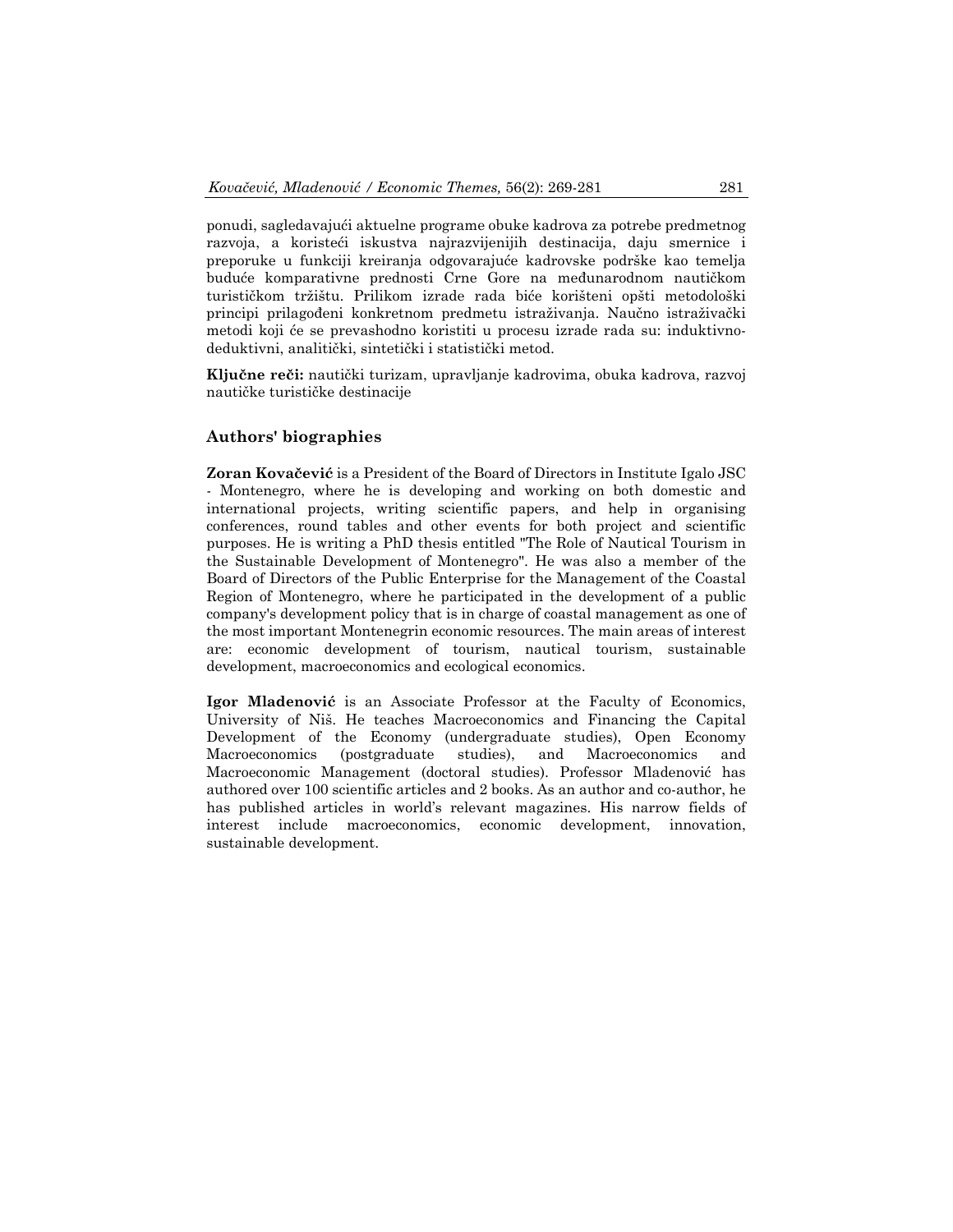ponudi, sagledavajući aktuelne programe obuke kadrova za potrebe predmetnog razvoja, a koristeći iskustva najrazvijenijih destinacija, daju smernice i preporuke u funkciji kreiranja odgovarajuće kadrovske podrške kao temelja buduće komparativne prednosti Crne Gore na međunarodnom nautičkom turističkom tržištu. Prilikom izrade rada biće korišteni opšti metodološki principi prilagođeni konkretnom predmetu istraživanja. Naučno istraživački metodi koji će se prevashodno koristiti u procesu izrade rada su: induktivno-deduktivni, analitički, sintetički i statistički metod.

**Ključne reči:** nautički turizam, upravljanje kadrovima, obuka kadrova, razvoj nautičke turističke destinacije

## Authors' biographies

**Zoran Kovačević** is a President of the Board of Directors in Institute Igalo JSC - Montenegro, where he is developing and working on both domestic and international projects, writing scientific papers, and help in organising conferences, round tables and other events for both project and scientific purposes. He is writing a PhD thesis entitled "The Role of Nautical Tourism in the Sustainable Development of Montenegro". He was also a member of the Board of Directors of the Public Enterprise for the Management of the Coastal Region of Montenegro, where he participated in the development of a public company's development policy that is in charge of coastal management as one of the most important Montenegrin economic resources. The main areas of interest are: economic development of tourism, nautical tourism, sustainable development, macroeconomics and ecological economics.

**Igor Mladenović** is an Associate Professor at the Faculty of Economics, University of Niš. He teaches Macroeconomics and Financing the Capital Development of the Economy (undergraduate studies), Open Economy Macroeconomics (postgraduate studies), and Macroeconomics and Macroeconomic Management (doctoral studies). Professor Mladenović has authored over 100 scientific articles and 2 books. As an author and co-author, he has published articles in world's relevant magazines. His narrow fields of interest include macroeconomics, economic development, innovation, sustainable development.